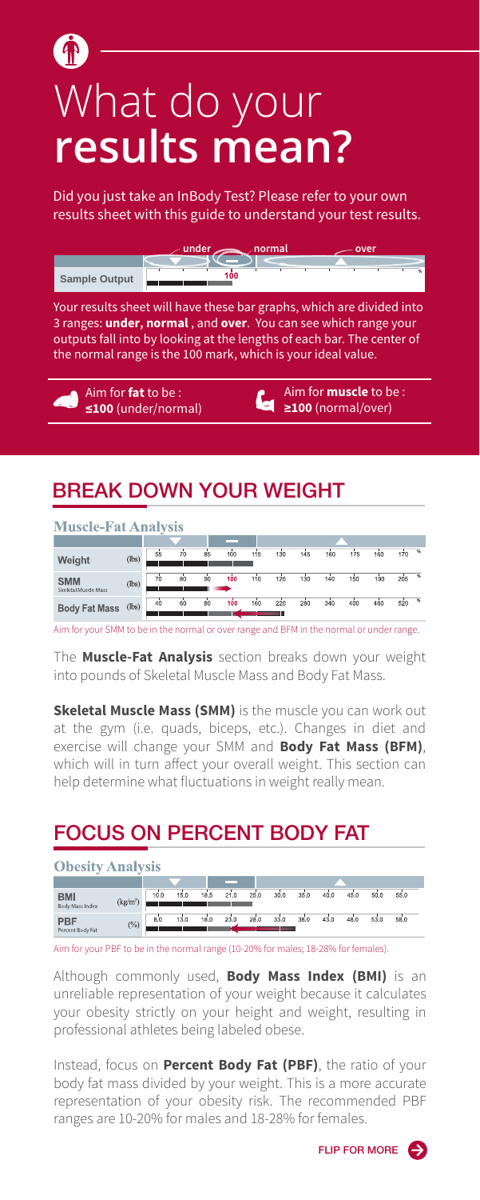# What do your **results mean?**

Did you just take an InBody Test? Please refer to your own results sheet with this guide to understand your test results.

| | under | normal | over |
|---|---|---|---|
| **Sample Output** | | 100 | |

Your results sheet will have these bar graphs, which are divided into 3 ranges: **under, normal**, and **over**. You can see which range your outputs fall into by looking at the lengths of each bar. The center of the normal range is the 100 mark, which is your ideal value.

Aim for **fat** to be : **≤100** (under/normal)

Aim for **muscle** to be : **≥100** (normal/over)

## BREAK DOWN YOUR WEIGHT

**Muscle-Fat Analysis**

| | | | | | | | | | | | | |
|---|---|---|---|---|---|---|---|---|---|---|---|---|
| **Weight** | (lbs) | 55 | 70 | 85 | 100 | 115 | 130 | 145 | 160 | 175 | 190 | 170 % |
| **SMM** Skeletal Muscle Mass | (lbs) | 70 | 80 | 90 | 100 | 110 | 120 | 130 | 140 | 150 | 190 | 205 % |
| **Body Fat Mass** | (lbs) | 40 | 60 | 80 | 100 | 160 | 220 | 280 | 340 | 400 | 460 | 520 % |

Aim for your SMM to be in the normal or over range and BFM in the normal or under range.

The **Muscle-Fat Analysis** section breaks down your weight into pounds of Skeletal Muscle Mass and Body Fat Mass.

**Skeletal Muscle Mass (SMM)** is the muscle you can work out at the gym (i.e. quads, biceps, etc.). Changes in diet and exercise will change your SMM and **Body Fat Mass (BFM)**, which will in turn affect your overall weight. This section can help determine what fluctuations in weight really mean.

## FOCUS ON PERCENT BODY FAT

**Obesity Analysis**

| | | | | | | | | | | | | |
|---|---|---|---|---|---|---|---|---|---|---|---|---|
| **BMI** Body Mass Index | ($kg/m^2$) | 10.0 | 15.0 | 18.5 | 21.0 | 25.0 | 30.0 | 35.0 | 40.0 | 45.0 | 50.0 | 55.0 |
| **PBF** Percent Body Fat | (%) | 8.0 | 13.0 | 18.0 | 23.0 | 28.0 | 33.0 | 38.0 | 43.0 | 48.0 | 53.0 | 58.0 |

Aim for your PBF to be in the normal range (10-20% for males; 18-28% for females).

Although commonly used, **Body Mass Index (BMI)** is an unreliable representation of your weight because it calculates your obesity strictly on your height and weight, resulting in professional athletes being labeled obese.

Instead, focus on **Percent Body Fat (PBF)**, the ratio of your body fat mass divided by your weight. This is a more accurate representation of your obesity risk. The recommended PBF ranges are 10-20% for males and 18-28% for females.

FLIP FOR MORE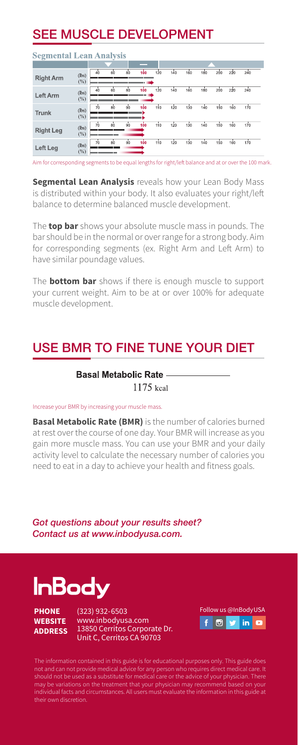## SEE MUSCLE DEVELOPMENT

**Segmental Lean Analysis**

Right Arm (lbs) (%) 40 60 80 100 120 140 160 180 200 220 240

Left Arm (lbs) (%) 40 60 80 100 120 140 160 180 200 220 240

Trunk (lbs) (%) 70 80 90 100 110 120 130 140 150 160 170

Right Leg (lbs) (%) 70 80 90 100 110 120 130 140 150 160 170

Left Leg (lbs) (%) 70 80 90 100 110 120 130 140 150 160 170

Aim for corresponding segments to be equal lengths for right/left balance and at or over the 100 mark.

**Segmental Lean Analysis** reveals how your Lean Body Mass is distributed within your body. It also evaluates your right/left balance to determine balanced muscle development.

The **top bar** shows your absolute muscle mass in pounds. The bar should be in the normal or over range for a strong body. Aim for corresponding segments (ex. Right Arm and Left Arm) to have similar poundage values.

The **bottom bar** shows if there is enough muscle to support your current weight. Aim to be at or over 100% for adequate muscle development.

## USE BMR TO FINE TUNE YOUR DIET

**Basal Metabolic Rate**
1175 kcal

Increase your BMR by increasing your muscle mass.

**Basal Metabolic Rate (BMR)** is the number of calories burned at rest over the course of one day. Your BMR will increase as you gain more muscle mass. You can use your BMR and your daily activity level to calculate the necessary number of calories you need to eat in a day to achieve your health and fitness goals.

***Got questions about your results sheet? Contact us at www.inbodyusa.com.***

InBody

**PHONE** (323) 932-6503
**WEBSITE** www.inbodyusa.com
**ADDRESS** 13850 Cerritos Corporate Dr. Unit C, Cerritos CA 90703

Follow us @InBodyUSA

The information contained in this guide is for educational purposes only. This guide does not and can not provide medical advice for any person who requires direct medical care. It should not be used as a substitute for medical care or the advice of your physician. There may be variations on the treatment that your physician may recommend based on your individual facts and circumstances. All users must evaluate the information in this guide at their own discretion.